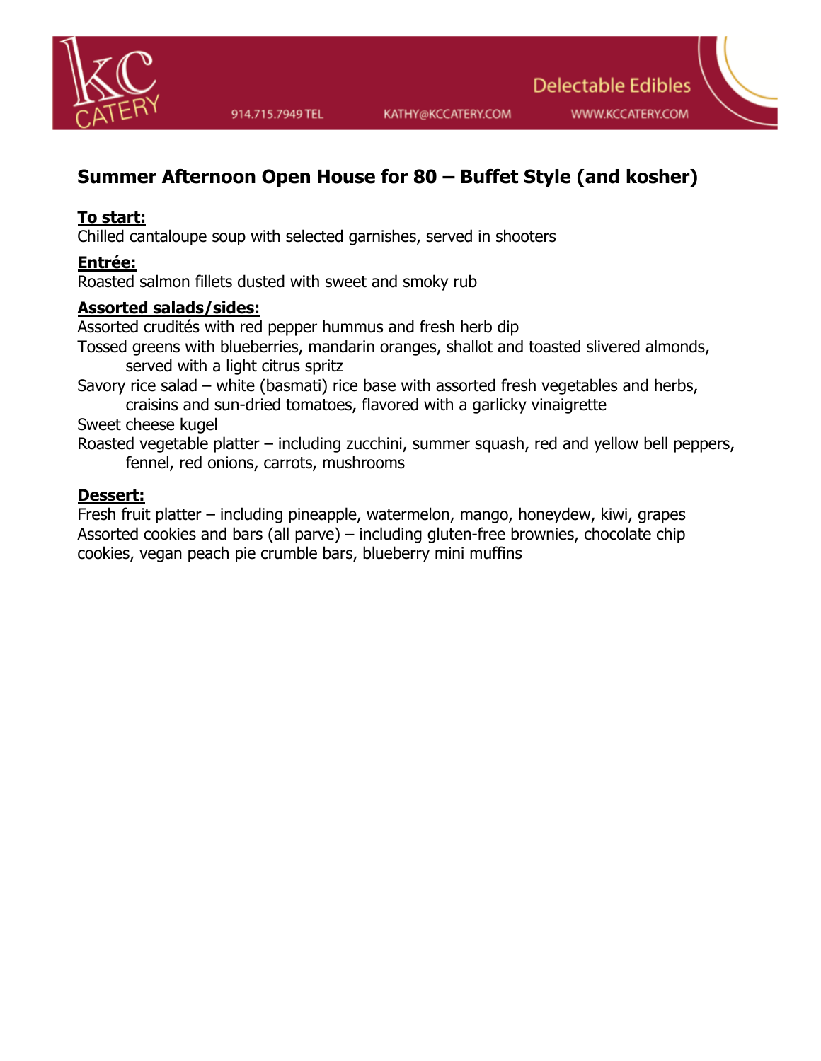KC CATERY

914.715.7949 TEL KATHY@KCCATERY.COM WWW.KCCATERY.COM

Delectable Edibles

## Summer Afternoon Open House for 80 – Buffet Style (and kosher)

**To start:**

Chilled cantaloupe soup with selected garnishes, served in shooters

**Entrée:**

Roasted salmon fillets dusted with sweet and smoky rub

**Assorted salads/sides:**

Assorted crudités with red pepper hummus and fresh herb dip

Tossed greens with blueberries, mandarin oranges, shallot and toasted slivered almonds, served with a light citrus spritz

Savory rice salad – white (basmati) rice base with assorted fresh vegetables and herbs, craisins and sun-dried tomatoes, flavored with a garlicky vinaigrette

Sweet cheese kugel

Roasted vegetable platter – including zucchini, summer squash, red and yellow bell peppers, fennel, red onions, carrots, mushrooms

**Dessert:**

Fresh fruit platter – including pineapple, watermelon, mango, honeydew, kiwi, grapes

Assorted cookies and bars (all parve) – including gluten-free brownies, chocolate chip cookies, vegan peach pie crumble bars, blueberry mini muffins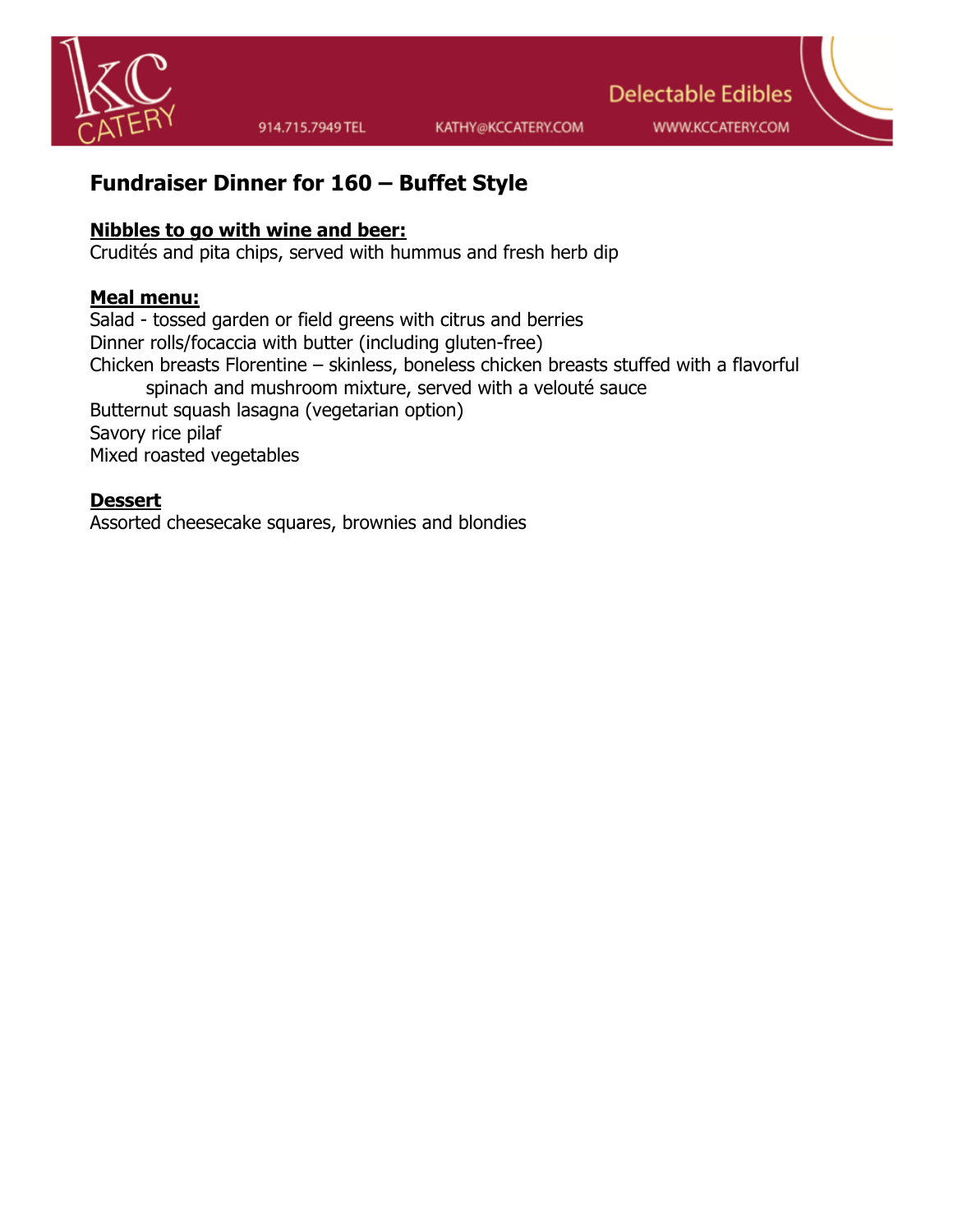## Fundraiser Dinner for 160 – Buffet Style

**Nibbles to go with wine and beer:**
Crudités and pita chips, served with hummus and fresh herb dip

**Meal menu:**
Salad - tossed garden or field greens with citrus and berries
Dinner rolls/focaccia with butter (including gluten-free)
Chicken breasts Florentine – skinless, boneless chicken breasts stuffed with a flavorful spinach and mushroom mixture, served with a velouté sauce
Butternut squash lasagna (vegetarian option)
Savory rice pilaf
Mixed roasted vegetables

**Dessert**
Assorted cheesecake squares, brownies and blondies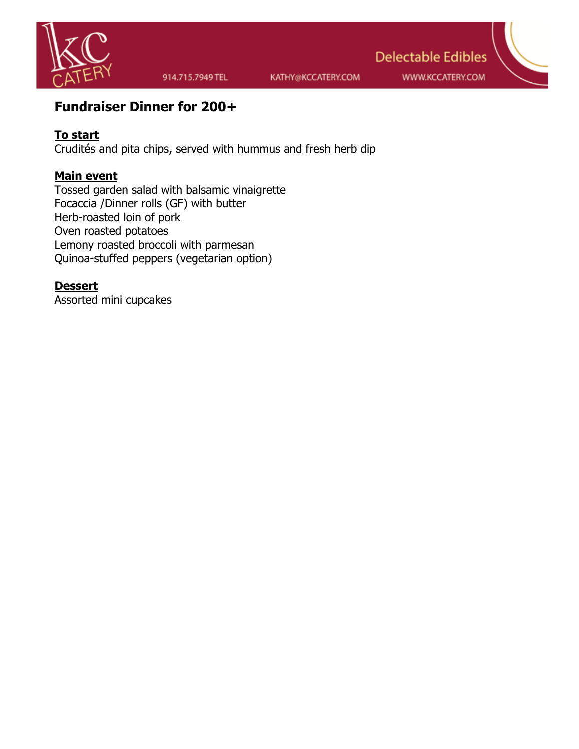## Fundraiser Dinner for 200+

**To start**

Crudités and pita chips, served with hummus and fresh herb dip

**Main event**

Tossed garden salad with balsamic vinaigrette
Focaccia /Dinner rolls (GF) with butter
Herb-roasted loin of pork
Oven roasted potatoes
Lemony roasted broccoli with parmesan
Quinoa-stuffed peppers (vegetarian option)

**Dessert**

Assorted mini cupcakes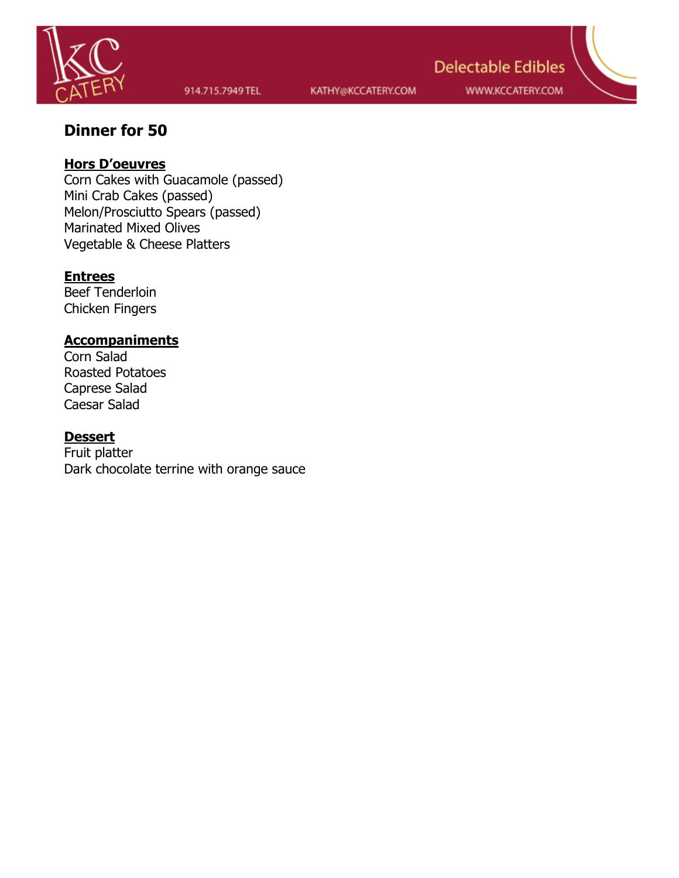# Dinner for 50

**Hors D'oeuvres**

Corn Cakes with Guacamole (passed)
Mini Crab Cakes (passed)
Melon/Prosciutto Spears (passed)
Marinated Mixed Olives
Vegetable & Cheese Platters

**Entrees**

Beef Tenderloin
Chicken Fingers

**Accompaniments**

Corn Salad
Roasted Potatoes
Caprese Salad
Caesar Salad

**Dessert**

Fruit platter
Dark chocolate terrine with orange sauce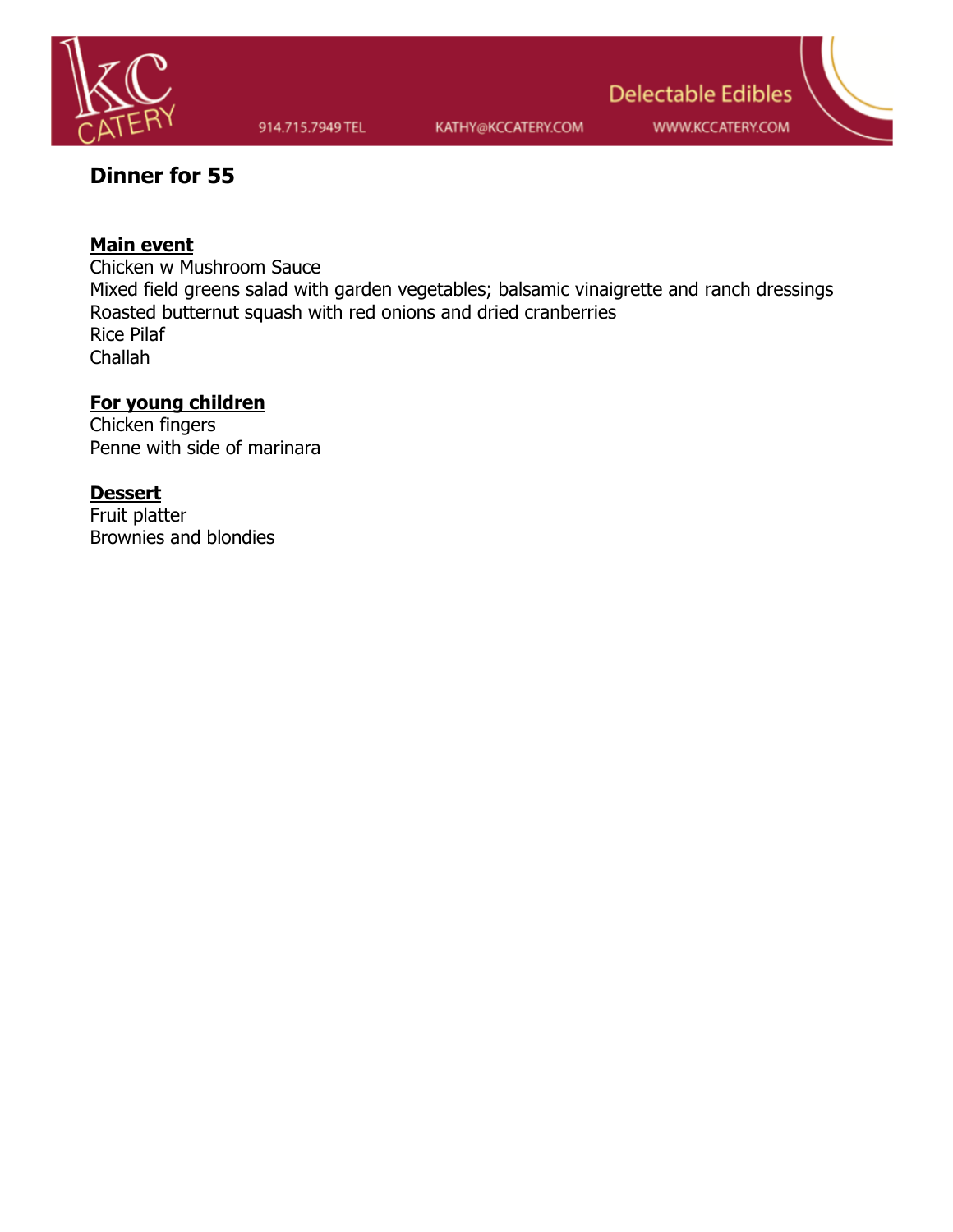KC CATERY

914.715.7949 TEL KATHY@KCCATERY.COM WWW.KCCATERY.COM

Delectable Edibles

## Dinner for 55

**Main event**

Chicken w Mushroom Sauce
Mixed field greens salad with garden vegetables; balsamic vinaigrette and ranch dressings
Roasted butternut squash with red onions and dried cranberries
Rice Pilaf
Challah

**For young children**

Chicken fingers
Penne with side of marinara

**Dessert**

Fruit platter
Brownies and blondies